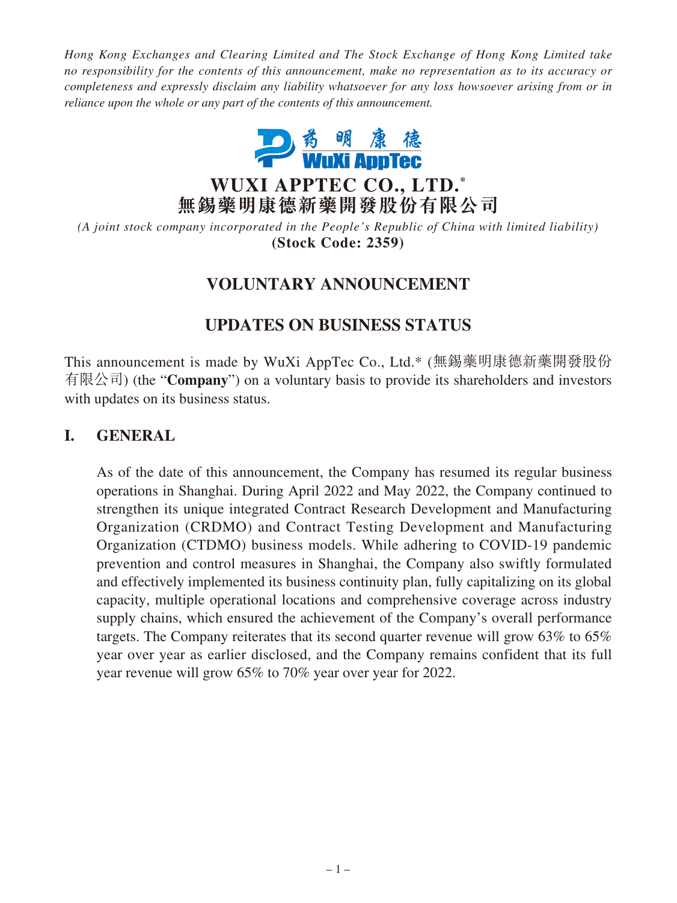*Hong Kong Exchanges and Clearing Limited and The Stock Exchange of Hong Kong Limited take no responsibility for the contents of this announcement, make no representation as to its accuracy or completeness and expressly disclaim any liability whatsoever for any loss howsoever arising from or in reliance upon the whole or any part of the contents of this announcement.*

# WUXI APPTEC CO., LTD.*
# 無錫藥明康德新藥開發股份有限公司

*(A joint stock company incorporated in the People's Republic of China with limited liability)*

**(Stock Code: 2359)**

## VOLUNTARY ANNOUNCEMENT

## UPDATES ON BUSINESS STATUS

This announcement is made by WuXi AppTec Co., Ltd.* (無錫藥明康德新藥開發股份有限公司) (the "**Company**") on a voluntary basis to provide its shareholders and investors with updates on its business status.

## I. GENERAL

As of the date of this announcement, the Company has resumed its regular business operations in Shanghai. During April 2022 and May 2022, the Company continued to strengthen its unique integrated Contract Research Development and Manufacturing Organization (CRDMO) and Contract Testing Development and Manufacturing Organization (CTDMO) business models. While adhering to COVID-19 pandemic prevention and control measures in Shanghai, the Company also swiftly formulated and effectively implemented its business continuity plan, fully capitalizing on its global capacity, multiple operational locations and comprehensive coverage across industry supply chains, which ensured the achievement of the Company's overall performance targets. The Company reiterates that its second quarter revenue will grow 63% to 65% year over year as earlier disclosed, and the Company remains confident that its full year revenue will grow 65% to 70% year over year for 2022.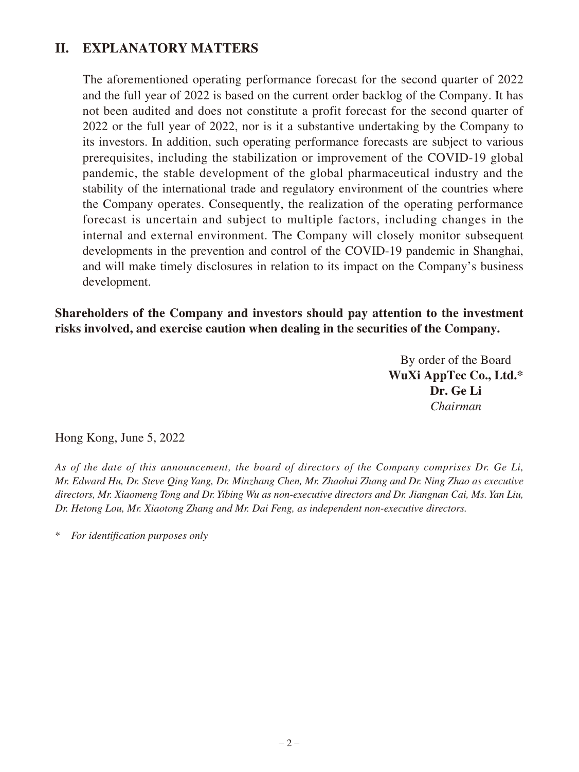## II. EXPLANATORY MATTERS

The aforementioned operating performance forecast for the second quarter of 2022 and the full year of 2022 is based on the current order backlog of the Company. It has not been audited and does not constitute a profit forecast for the second quarter of 2022 or the full year of 2022, nor is it a substantive undertaking by the Company to its investors. In addition, such operating performance forecasts are subject to various prerequisites, including the stabilization or improvement of the COVID-19 global pandemic, the stable development of the global pharmaceutical industry and the stability of the international trade and regulatory environment of the countries where the Company operates. Consequently, the realization of the operating performance forecast is uncertain and subject to multiple factors, including changes in the internal and external environment. The Company will closely monitor subsequent developments in the prevention and control of the COVID-19 pandemic in Shanghai, and will make timely disclosures in relation to its impact on the Company's business development.

**Shareholders of the Company and investors should pay attention to the investment risks involved, and exercise caution when dealing in the securities of the Company.**

By order of the Board
**WuXi AppTec Co., Ltd.***
**Dr. Ge Li**
*Chairman*

Hong Kong, June 5, 2022

*As of the date of this announcement, the board of directors of the Company comprises Dr. Ge Li, Mr. Edward Hu, Dr. Steve Qing Yang, Dr. Minzhang Chen, Mr. Zhaohui Zhang and Dr. Ning Zhao as executive directors, Mr. Xiaomeng Tong and Dr. Yibing Wu as non-executive directors and Dr. Jiangnan Cai, Ms. Yan Liu, Dr. Hetong Lou, Mr. Xiaotong Zhang and Mr. Dai Feng, as independent non-executive directors.*

\* *For identification purposes only*